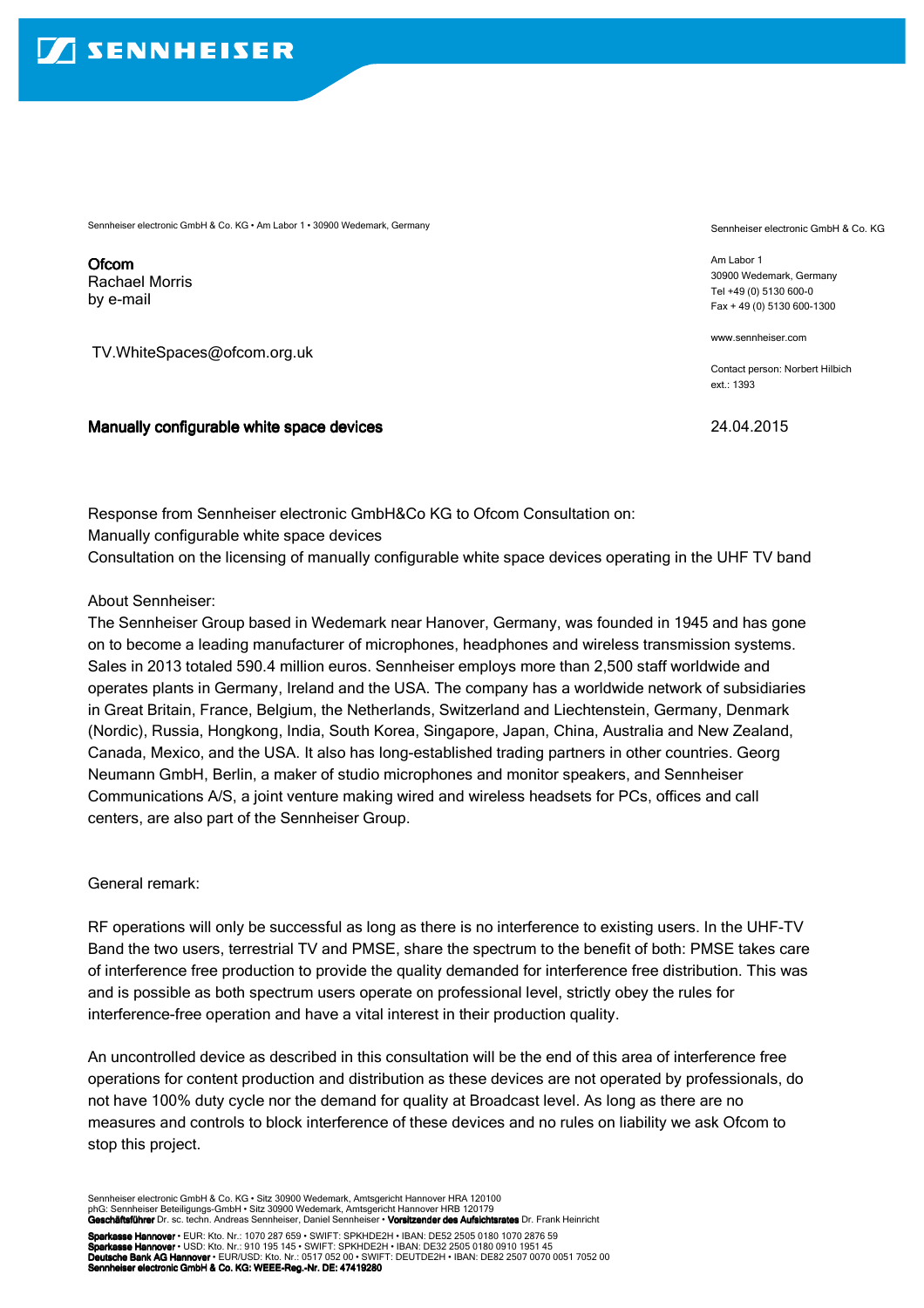**SENNHEISER**

Sennheiser electronic GmbH & Co. KG • Am Labor 1 • 30900 Wedemark, Germany

**Ofcom**
Rachael Morris
by e-mail

TV.WhiteSpaces@ofcom.org.uk

Sennheiser electronic GmbH & Co. KG

Am Labor 1
30900 Wedemark, Germany
Tel +49 (0) 5130 600-0
Fax + 49 (0) 5130 600-1300

www.sennheiser.com

Contact person: Norbert Hilbich
ext.: 1393

**Manually configurable white space devices**

24.04.2015

Response from Sennheiser electronic GmbH&Co KG to Ofcom Consultation on:
Manually configurable white space devices
Consultation on the licensing of manually configurable white space devices operating in the UHF TV band

About Sennheiser:
The Sennheiser Group based in Wedemark near Hanover, Germany, was founded in 1945 and has gone on to become a leading manufacturer of microphones, headphones and wireless transmission systems. Sales in 2013 totaled 590.4 million euros. Sennheiser employs more than 2,500 staff worldwide and operates plants in Germany, Ireland and the USA. The company has a worldwide network of subsidiaries in Great Britain, France, Belgium, the Netherlands, Switzerland and Liechtenstein, Germany, Denmark (Nordic), Russia, Hongkong, India, South Korea, Singapore, Japan, China, Australia and New Zealand, Canada, Mexico, and the USA. It also has long-established trading partners in other countries. Georg Neumann GmbH, Berlin, a maker of studio microphones and monitor speakers, and Sennheiser Communications A/S, a joint venture making wired and wireless headsets for PCs, offices and call centers, are also part of the Sennheiser Group.

General remark:

RF operations will only be successful as long as there is no interference to existing users. In the UHF-TV Band the two users, terrestrial TV and PMSE, share the spectrum to the benefit of both: PMSE takes care of interference free production to provide the quality demanded for interference free distribution. This was and is possible as both spectrum users operate on professional level, strictly obey the rules for interference-free operation and have a vital interest in their production quality.

An uncontrolled device as described in this consultation will be the end of this area of interference free operations for content production and distribution as these devices are not operated by professionals, do not have 100% duty cycle nor the demand for quality at Broadcast level. As long as there are no measures and controls to block interference of these devices and no rules on liability we ask Ofcom to stop this project.

Sennheiser electronic GmbH & Co. KG • Sitz 30900 Wedemark, Amtsgericht Hannover HRA 120100
phG: Sennheiser Beteiligungs-GmbH • Sitz 30900 Wedemark, Amtsgericht Hannover HRB 120179
**Geschäftsführer** Dr. sc. techn. Andreas Sennheiser, Daniel Sennheiser • **Vorsitzender des Aufsichtsrates** Dr. Frank Heinricht

**Sparkasse Hannover** • EUR: Kto. Nr.: 1070 287 659 • SWIFT: SPKHDE2H • IBAN: DE52 2505 0180 1070 2876 59
**Sparkasse Hannover** • USD: Kto. Nr.: 910 195 145 • SWIFT: SPKHDE2H • IBAN: DE32 2505 0180 0910 1951 45
**Deutsche Bank AG Hannover** • EUR/USD: Kto. Nr.: 0517 052 00 • SWIFT: DEUTDE2H • IBAN: DE82 2507 0070 0051 7052 00
**Sennheiser electronic GmbH & Co. KG: WEEE-Reg.-Nr. DE: 47419280**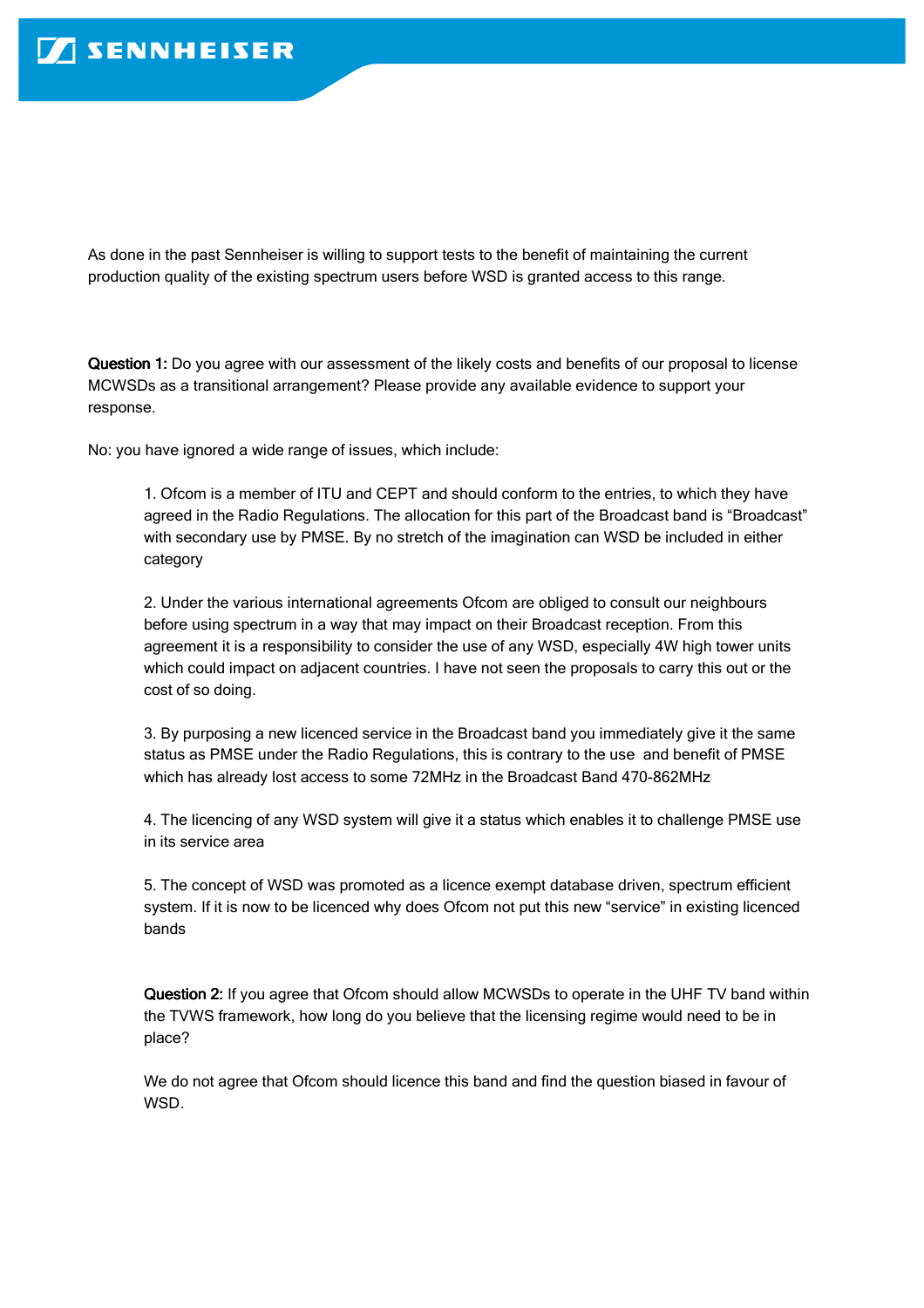As done in the past Sennheiser is willing to support tests to the benefit of maintaining the current production quality of the existing spectrum users before WSD is granted access to this range.

**Question 1:** Do you agree with our assessment of the likely costs and benefits of our proposal to license MCWSDs as a transitional arrangement? Please provide any available evidence to support your response.

No: you have ignored a wide range of issues, which include:

1. Ofcom is a member of ITU and CEPT and should conform to the entries, to which they have agreed in the Radio Regulations. The allocation for this part of the Broadcast band is "Broadcast" with secondary use by PMSE. By no stretch of the imagination can WSD be included in either category

2. Under the various international agreements Ofcom are obliged to consult our neighbours before using spectrum in a way that may impact on their Broadcast reception. From this agreement it is a responsibility to consider the use of any WSD, especially 4W high tower units which could impact on adjacent countries. I have not seen the proposals to carry this out or the cost of so doing.

3. By purposing a new licenced service in the Broadcast band you immediately give it the same status as PMSE under the Radio Regulations, this is contrary to the use and benefit of PMSE which has already lost access to some 72MHz in the Broadcast Band 470-862MHz

4. The licencing of any WSD system will give it a status which enables it to challenge PMSE use in its service area

5. The concept of WSD was promoted as a licence exempt database driven, spectrum efficient system. If it is now to be licenced why does Ofcom not put this new "service" in existing licenced bands

**Question 2:** If you agree that Ofcom should allow MCWSDs to operate in the UHF TV band within the TVWS framework, how long do you believe that the licensing regime would need to be in place?

We do not agree that Ofcom should licence this band and find the question biased in favour of WSD.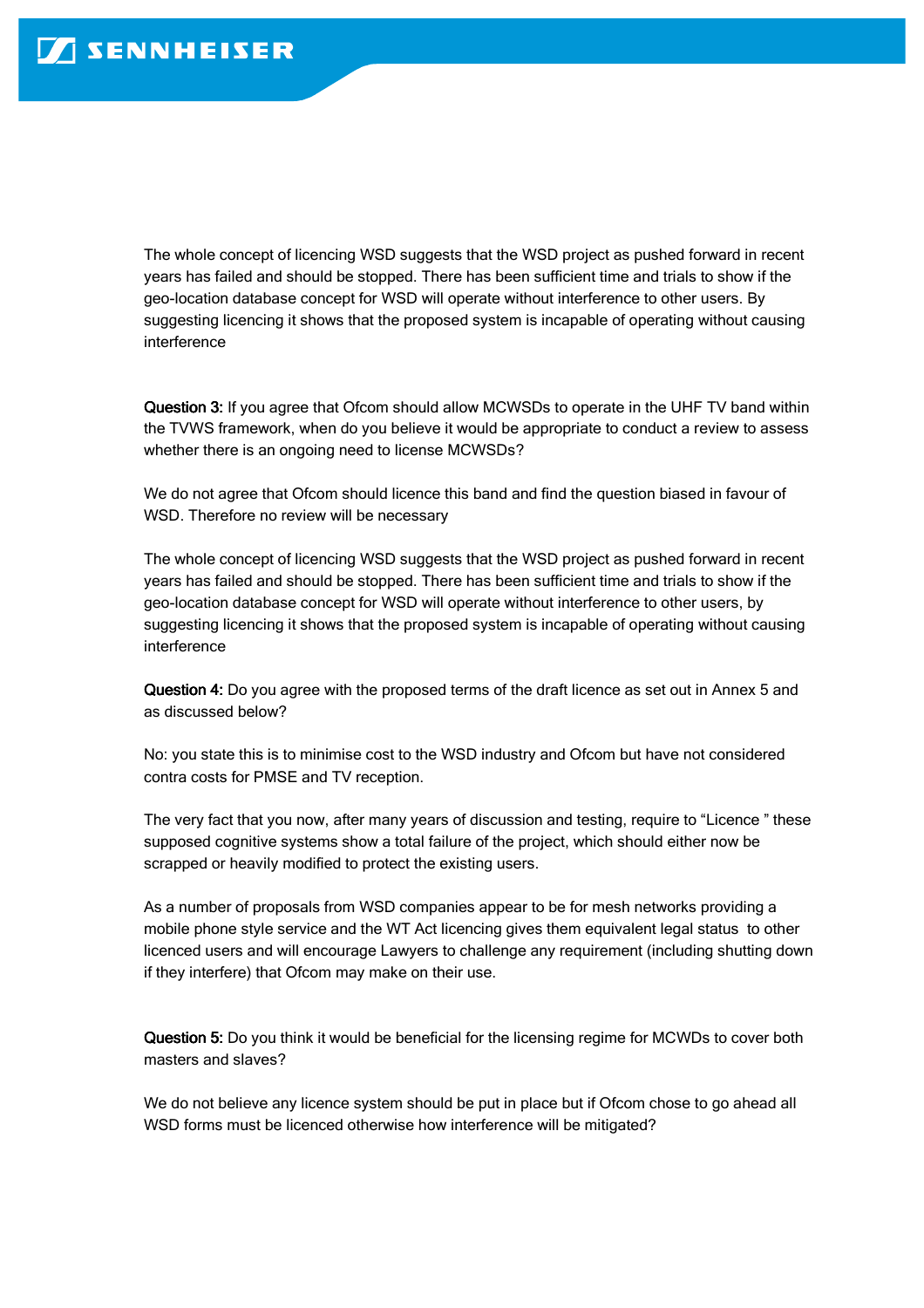The whole concept of licencing WSD suggests that the WSD project as pushed forward in recent years has failed and should be stopped. There has been sufficient time and trials to show if the geo-location database concept for WSD will operate without interference to other users. By suggesting licencing it shows that the proposed system is incapable of operating without causing interference

**Question 3:** If you agree that Ofcom should allow MCWSDs to operate in the UHF TV band within the TVWS framework, when do you believe it would be appropriate to conduct a review to assess whether there is an ongoing need to license MCWSDs?

We do not agree that Ofcom should licence this band and find the question biased in favour of WSD. Therefore no review will be necessary

The whole concept of licencing WSD suggests that the WSD project as pushed forward in recent years has failed and should be stopped. There has been sufficient time and trials to show if the geo-location database concept for WSD will operate without interference to other users, by suggesting licencing it shows that the proposed system is incapable of operating without causing interference

**Question 4:** Do you agree with the proposed terms of the draft licence as set out in Annex 5 and as discussed below?

No: you state this is to minimise cost to the WSD industry and Ofcom but have not considered contra costs for PMSE and TV reception.

The very fact that you now, after many years of discussion and testing, require to "Licence " these supposed cognitive systems show a total failure of the project, which should either now be scrapped or heavily modified to protect the existing users.

As a number of proposals from WSD companies appear to be for mesh networks providing a mobile phone style service and the WT Act licencing gives them equivalent legal status to other licenced users and will encourage Lawyers to challenge any requirement (including shutting down if they interfere) that Ofcom may make on their use.

**Question 5:** Do you think it would be beneficial for the licensing regime for MCWDs to cover both masters and slaves?

We do not believe any licence system should be put in place but if Ofcom chose to go ahead all WSD forms must be licenced otherwise how interference will be mitigated?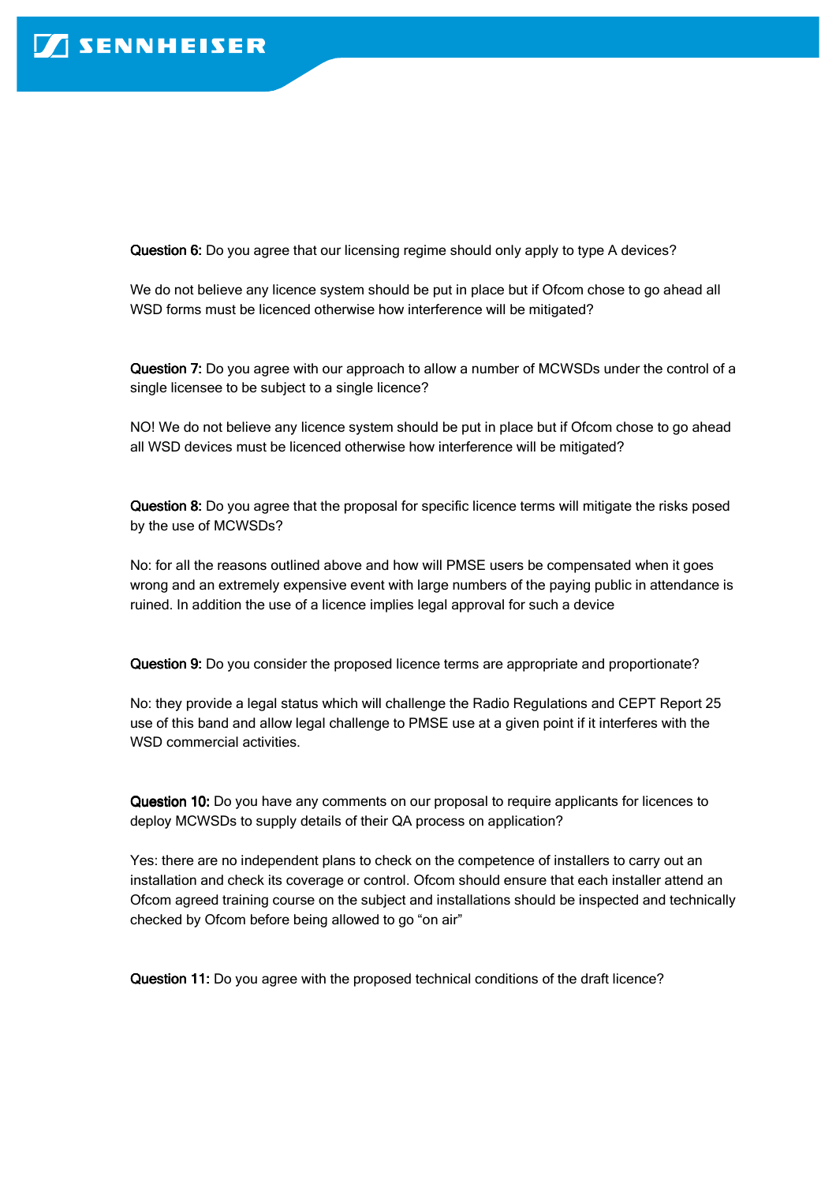**Question 6:** Do you agree that our licensing regime should only apply to type A devices?

We do not believe any licence system should be put in place but if Ofcom chose to go ahead all WSD forms must be licenced otherwise how interference will be mitigated?

**Question 7:** Do you agree with our approach to allow a number of MCWSDs under the control of a single licensee to be subject to a single licence?

NO! We do not believe any licence system should be put in place but if Ofcom chose to go ahead all WSD devices must be licenced otherwise how interference will be mitigated?

**Question 8:** Do you agree that the proposal for specific licence terms will mitigate the risks posed by the use of MCWSDs?

No: for all the reasons outlined above and how will PMSE users be compensated when it goes wrong and an extremely expensive event with large numbers of the paying public in attendance is ruined. In addition the use of a licence implies legal approval for such a device

**Question 9:** Do you consider the proposed licence terms are appropriate and proportionate?

No: they provide a legal status which will challenge the Radio Regulations and CEPT Report 25 use of this band and allow legal challenge to PMSE use at a given point if it interferes with the WSD commercial activities.

**Question 10:** Do you have any comments on our proposal to require applicants for licences to deploy MCWSDs to supply details of their QA process on application?

Yes: there are no independent plans to check on the competence of installers to carry out an installation and check its coverage or control. Ofcom should ensure that each installer attend an Ofcom agreed training course on the subject and installations should be inspected and technically checked by Ofcom before being allowed to go “on air”

**Question 11:** Do you agree with the proposed technical conditions of the draft licence?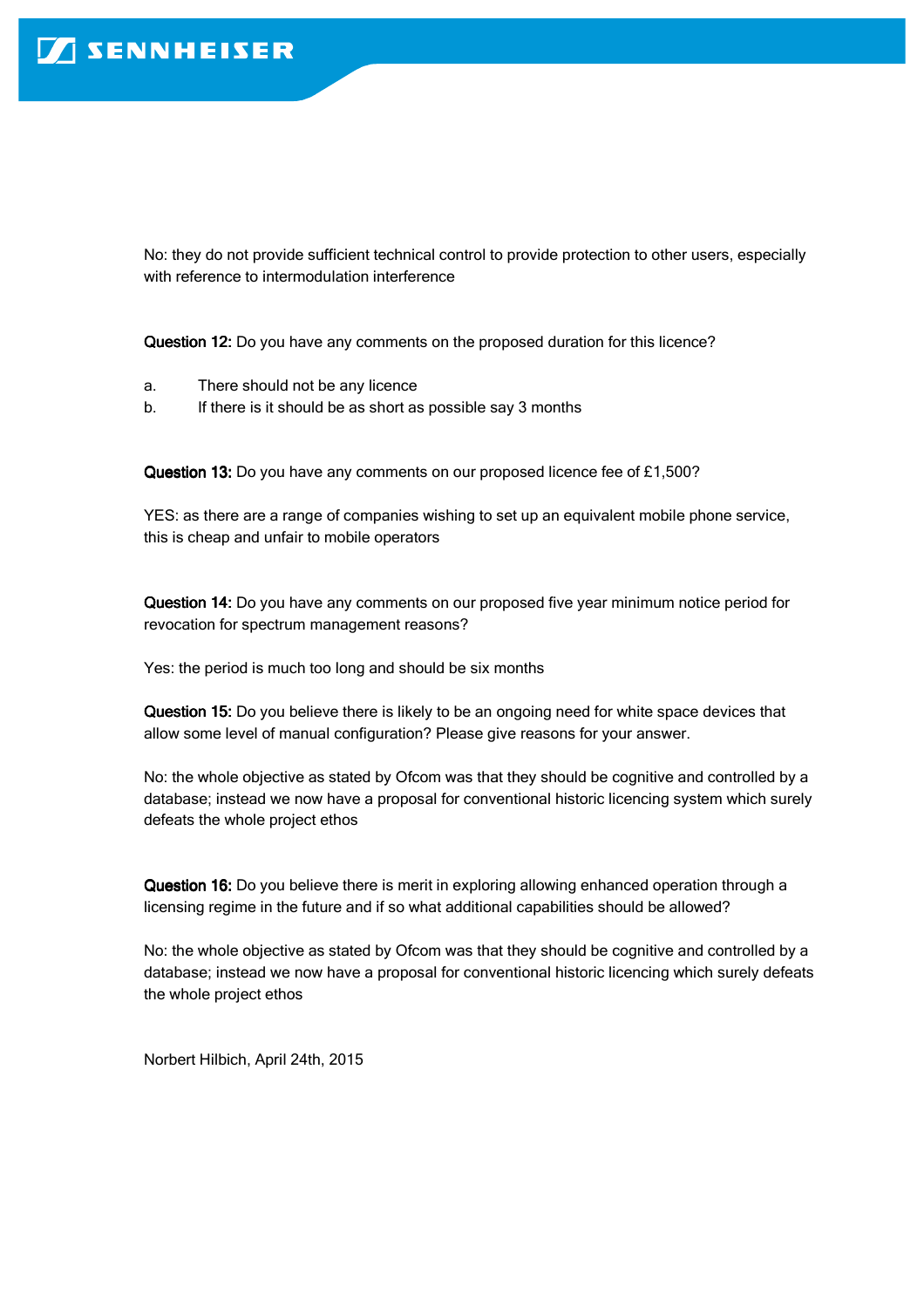No: they do not provide sufficient technical control to provide protection to other users, especially with reference to intermodulation interference

**Question 12:** Do you have any comments on the proposed duration for this licence?

a. There should not be any licence
b. If there is it should be as short as possible say 3 months

**Question 13:** Do you have any comments on our proposed licence fee of £1,500?

YES: as there are a range of companies wishing to set up an equivalent mobile phone service, this is cheap and unfair to mobile operators

**Question 14:** Do you have any comments on our proposed five year minimum notice period for revocation for spectrum management reasons?

Yes: the period is much too long and should be six months

**Question 15:** Do you believe there is likely to be an ongoing need for white space devices that allow some level of manual configuration? Please give reasons for your answer.

No: the whole objective as stated by Ofcom was that they should be cognitive and controlled by a database; instead we now have a proposal for conventional historic licencing system which surely defeats the whole project ethos

**Question 16:** Do you believe there is merit in exploring allowing enhanced operation through a licensing regime in the future and if so what additional capabilities should be allowed?

No: the whole objective as stated by Ofcom was that they should be cognitive and controlled by a database; instead we now have a proposal for conventional historic licencing which surely defeats the whole project ethos

Norbert Hilbich, April 24th, 2015